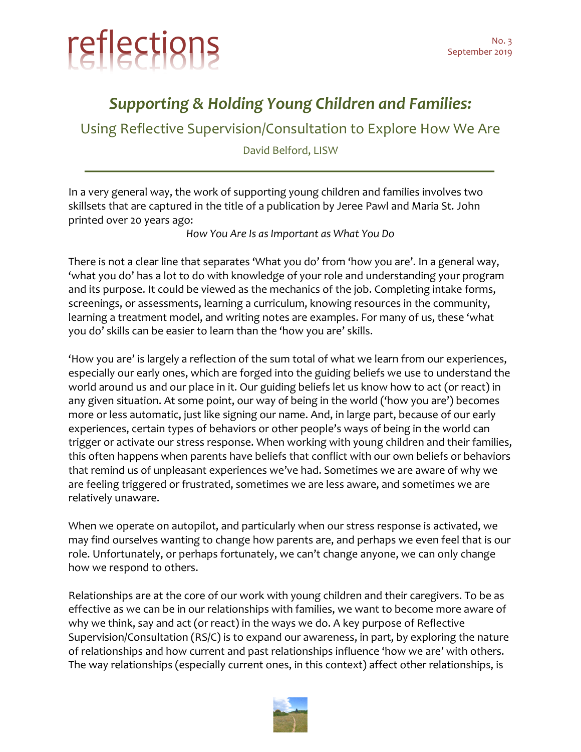# reflections

No. 3
September 2019

## *Supporting & Holding Young Children and Families:*

### Using Reflective Supervision/Consultation to Explore How We Are

David Belford, LISW

---

In a very general way, the work of supporting young children and families involves two skillsets that are captured in the title of a publication by Jeree Pawl and Maria St. John printed over 20 years ago:

*How You Are Is as Important as What You Do*

There is not a clear line that separates 'What you do' from 'how you are'. In a general way, 'what you do' has a lot to do with knowledge of your role and understanding your program and its purpose. It could be viewed as the mechanics of the job. Completing intake forms, screenings, or assessments, learning a curriculum, knowing resources in the community, learning a treatment model, and writing notes are examples. For many of us, these 'what you do' skills can be easier to learn than the 'how you are' skills.

'How you are' is largely a reflection of the sum total of what we learn from our experiences, especially our early ones, which are forged into the guiding beliefs we use to understand the world around us and our place in it. Our guiding beliefs let us know how to act (or react) in any given situation. At some point, our way of being in the world ('how you are') becomes more or less automatic, just like signing our name. And, in large part, because of our early experiences, certain types of behaviors or other people's ways of being in the world can trigger or activate our stress response. When working with young children and their families, this often happens when parents have beliefs that conflict with our own beliefs or behaviors that remind us of unpleasant experiences we've had. Sometimes we are aware of why we are feeling triggered or frustrated, sometimes we are less aware, and sometimes we are relatively unaware.

When we operate on autopilot, and particularly when our stress response is activated, we may find ourselves wanting to change how parents are, and perhaps we even feel that is our role. Unfortunately, or perhaps fortunately, we can't change anyone, we can only change how we respond to others.

Relationships are at the core of our work with young children and their caregivers. To be as effective as we can be in our relationships with families, we want to become more aware of why we think, say and act (or react) in the ways we do. A key purpose of Reflective Supervision/Consultation (RS/C) is to expand our awareness, in part, by exploring the nature of relationships and how current and past relationships influence 'how we are' with others. The way relationships (especially current ones, in this context) affect other relationships, is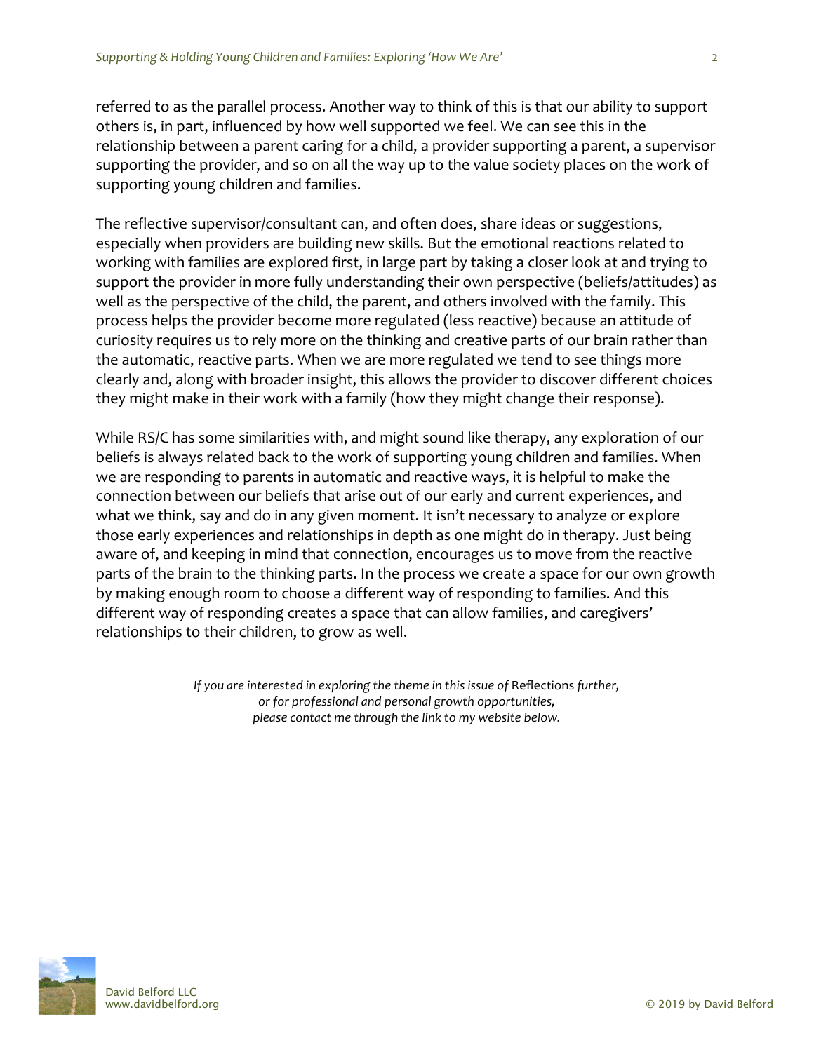referred to as the parallel process. Another way to think of this is that our ability to support others is, in part, influenced by how well supported we feel. We can see this in the relationship between a parent caring for a child, a provider supporting a parent, a supervisor supporting the provider, and so on all the way up to the value society places on the work of supporting young children and families.

The reflective supervisor/consultant can, and often does, share ideas or suggestions, especially when providers are building new skills. But the emotional reactions related to working with families are explored first, in large part by taking a closer look at and trying to support the provider in more fully understanding their own perspective (beliefs/attitudes) as well as the perspective of the child, the parent, and others involved with the family. This process helps the provider become more regulated (less reactive) because an attitude of curiosity requires us to rely more on the thinking and creative parts of our brain rather than the automatic, reactive parts. When we are more regulated we tend to see things more clearly and, along with broader insight, this allows the provider to discover different choices they might make in their work with a family (how they might change their response).

While RS/C has some similarities with, and might sound like therapy, any exploration of our beliefs is always related back to the work of supporting young children and families. When we are responding to parents in automatic and reactive ways, it is helpful to make the connection between our beliefs that arise out of our early and current experiences, and what we think, say and do in any given moment. It isn't necessary to analyze or explore those early experiences and relationships in depth as one might do in therapy. Just being aware of, and keeping in mind that connection, encourages us to move from the reactive parts of the brain to the thinking parts. In the process we create a space for our own growth by making enough room to choose a different way of responding to families. And this different way of responding creates a space that can allow families, and caregivers' relationships to their children, to grow as well.

*If you are interested in exploring the theme in this issue of* Reflections *further, or for professional and personal growth opportunities, please contact me through the link to my website below.*

David Belford LLC
www.davidbelford.org

© 2019 by David Belford